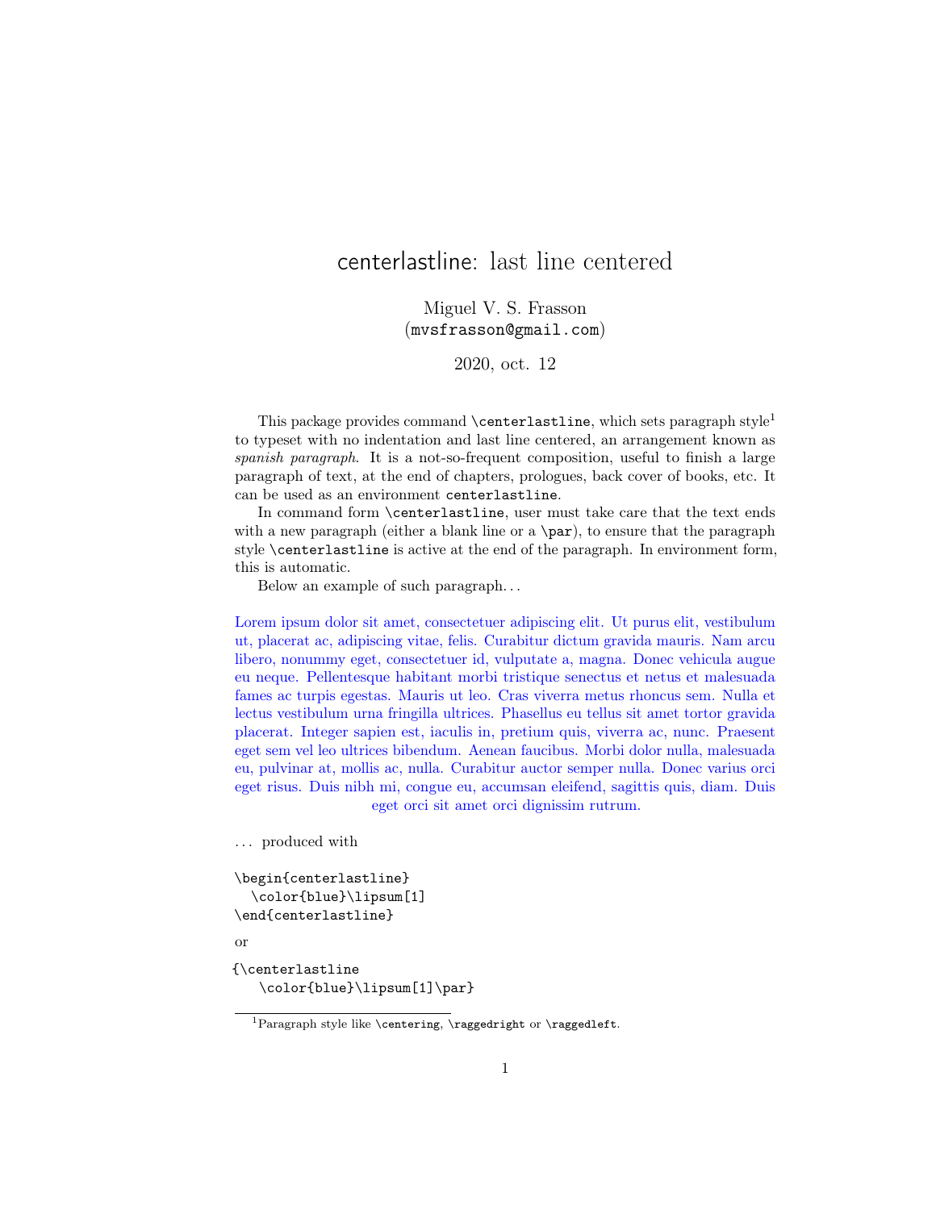# centerlastline: last line centered

Miguel V. S. Frasson
(`mvsfrasson@gmail.com`)

2020, oct. 12

This package provides command `\centerlastline`, which sets paragraph style[1] to typeset with no indentation and last line centered, an arrangement known as *spanish paragraph*. It is a not-so-frequent composition, useful to finish a large paragraph of text, at the end of chapters, prologues, back cover of books, etc. It can be used as an environment `centerlastline`.

In command form `\centerlastline`, user must take care that the text ends with a new paragraph (either a blank line or a `\par`), to ensure that the paragraph style `\centerlastline` is active at the end of the paragraph. In environment form, this is automatic.

Below an example of such paragraph…

Lorem ipsum dolor sit amet, consectetuer adipiscing elit. Ut purus elit, vestibulum ut, placerat ac, adipiscing vitae, felis. Curabitur dictum gravida mauris. Nam arcu libero, nonummy eget, consectetuer id, vulputate a, magna. Donec vehicula augue eu neque. Pellentesque habitant morbi tristique senectus et netus et malesuada fames ac turpis egestas. Mauris ut leo. Cras viverra metus rhoncus sem. Nulla et lectus vestibulum urna fringilla ultrices. Phasellus eu tellus sit amet tortor gravida placerat. Integer sapien est, iaculis in, pretium quis, viverra ac, nunc. Praesent eget sem vel leo ultrices bibendum. Aenean faucibus. Morbi dolor nulla, malesuada eu, pulvinar at, mollis ac, nulla. Curabitur auctor semper nulla. Donec varius orci eget risus. Duis nibh mi, congue eu, accumsan eleifend, sagittis quis, diam. Duis eget orci sit amet orci dignissim rutrum.

… produced with

```
\begin{centerlastline}
  \color{blue}\lipsum[1]
\end{centerlastline}
```

or

```
{\centerlastline
   \color{blue}\lipsum[1]\par}
```

[1] Paragraph style like `\centering`, `\raggedright` or `\raggedleft`.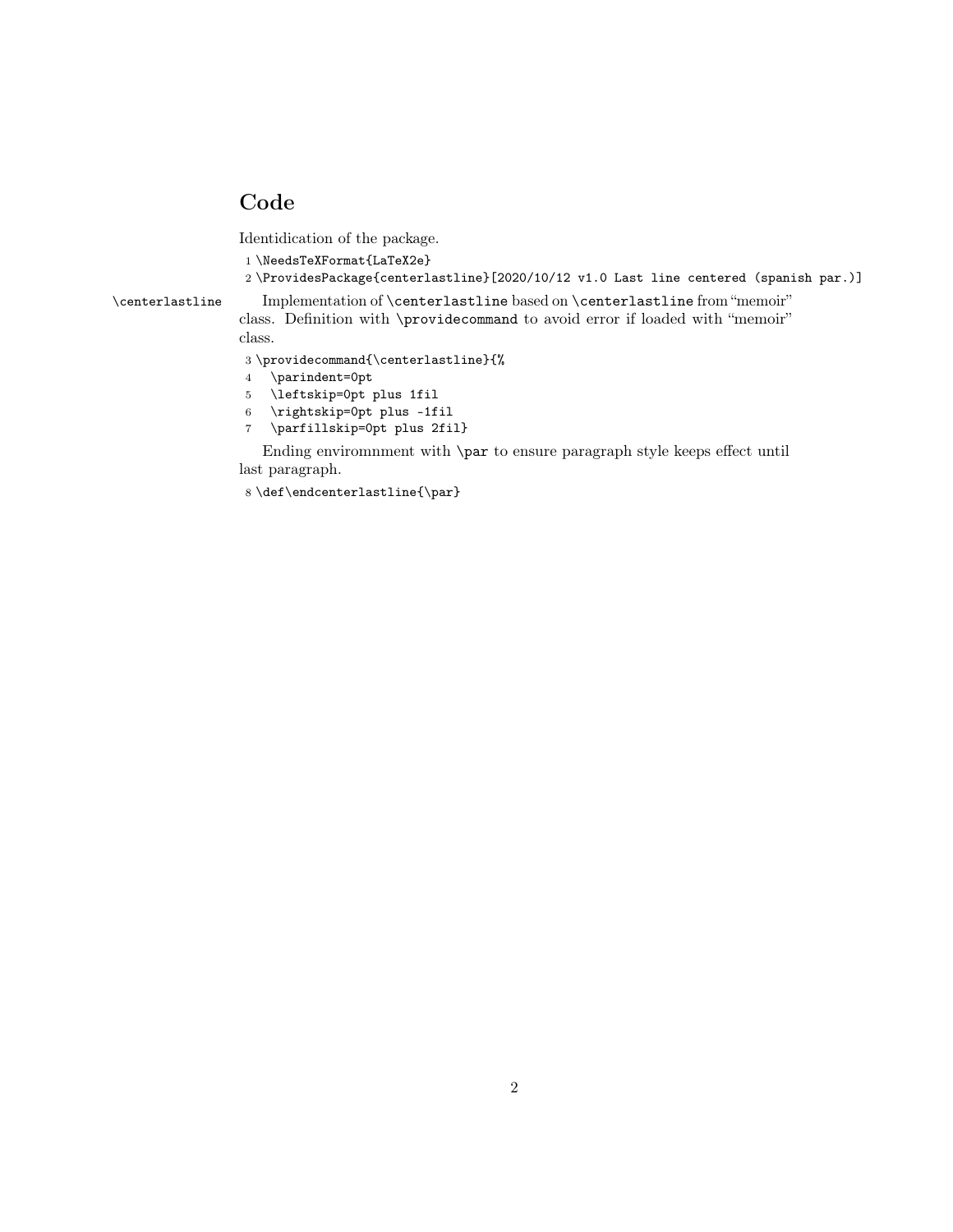## Code

Identidication of the package.

```
1 \NeedsTeXFormat{LaTeX2e}
2 \ProvidesPackage{centerlastline}[2020/10/12 v1.0 Last line centered (spanish par.)]
```

\centerlastline Implementation of \centerlastline based on \centerlastline from "memoir" class. Definition with \providecommand to avoid error if loaded with "memoir" class.

```
3 \providecommand{\centerlastline}{%
4   \parindent=0pt
5   \leftskip=0pt plus 1fil
6   \rightskip=0pt plus -1fil
7   \parfillskip=0pt plus 2fil}
```

Ending enviromnment with \par to ensure paragraph style keeps effect until last paragraph.

```
8 \def\endcenterlastline{\par}
```